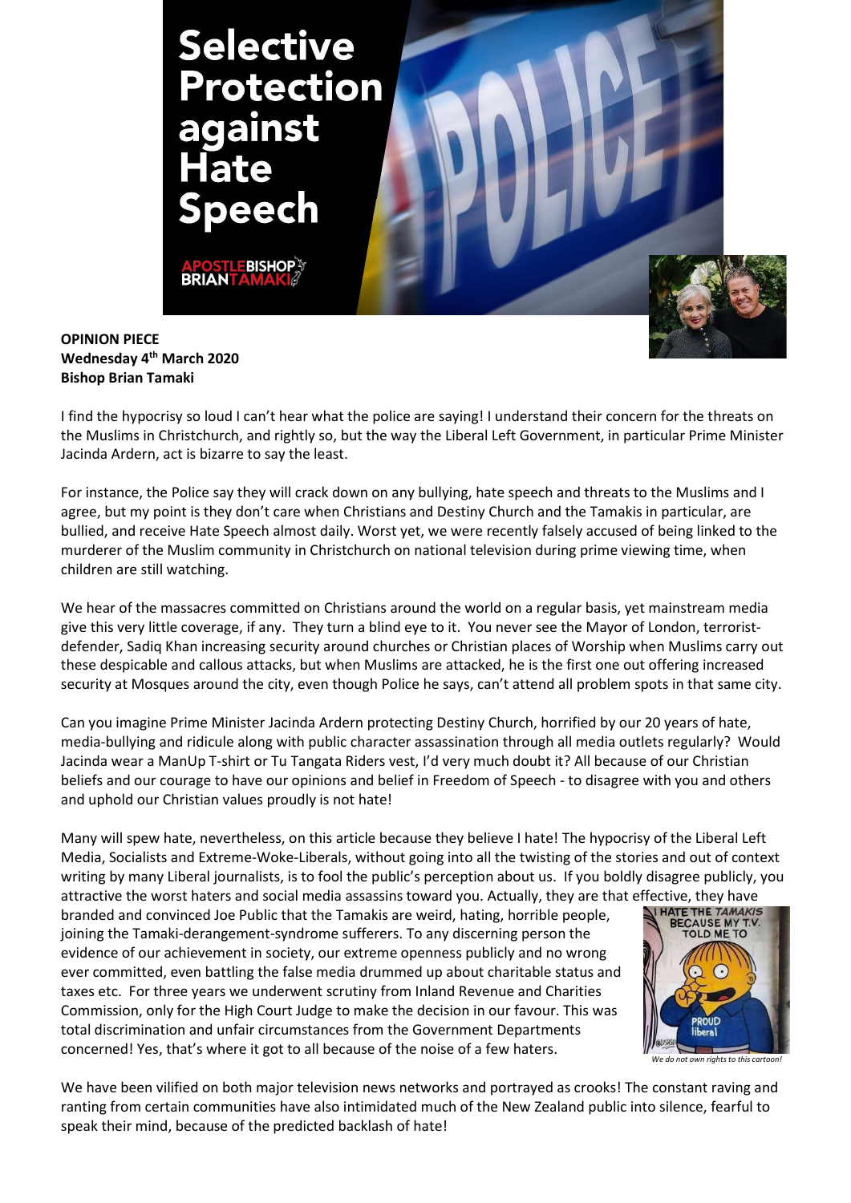# Selective Protection against Hate Speech

APOSTLEBISHOP BRIANTAMAKI

**OPINION PIECE**
**Wednesday 4th March 2020**
**Bishop Brian Tamaki**

I find the hypocrisy so loud I can't hear what the police are saying! I understand their concern for the threats on the Muslims in Christchurch, and rightly so, but the way the Liberal Left Government, in particular Prime Minister Jacinda Ardern, act is bizarre to say the least.

For instance, the Police say they will crack down on any bullying, hate speech and threats to the Muslims and I agree, but my point is they don't care when Christians and Destiny Church and the Tamakis in particular, are bullied, and receive Hate Speech almost daily. Worst yet, we were recently falsely accused of being linked to the murderer of the Muslim community in Christchurch on national television during prime viewing time, when children are still watching.

We hear of the massacres committed on Christians around the world on a regular basis, yet mainstream media give this very little coverage, if any. They turn a blind eye to it. You never see the Mayor of London, terrorist-defender, Sadiq Khan increasing security around churches or Christian places of Worship when Muslims carry out these despicable and callous attacks, but when Muslims are attacked, he is the first one out offering increased security at Mosques around the city, even though Police he says, can't attend all problem spots in that same city.

Can you imagine Prime Minister Jacinda Ardern protecting Destiny Church, horrified by our 20 years of hate, media-bullying and ridicule along with public character assassination through all media outlets regularly? Would Jacinda wear a ManUp T-shirt or Tu Tangata Riders vest, I'd very much doubt it? All because of our Christian beliefs and our courage to have our opinions and belief in Freedom of Speech - to disagree with you and others and uphold our Christian values proudly is not hate!

Many will spew hate, nevertheless, on this article because they believe I hate! The hypocrisy of the Liberal Left Media, Socialists and Extreme-Woke-Liberals, without going into all the twisting of the stories and out of context writing by many Liberal journalists, is to fool the public's perception about us. If you boldly disagree publicly, you attractive the worst haters and social media assassins toward you. Actually, they are that effective, they have branded and convinced Joe Public that the Tamakis are weird, hating, horrible people, joining the Tamaki-derangement-syndrome sufferers. To any discerning person the evidence of our achievement in society, our extreme openness publicly and no wrong ever committed, even battling the false media drummed up about charitable status and taxes etc. For three years we underwent scrutiny from Inland Revenue and Charities Commission, only for the High Court Judge to make the decision in our favour. This was total discrimination and unfair circumstances from the Government Departments concerned! Yes, that's where it got to all because of the noise of a few haters.

*We do not own rights to this cartoon!*

We have been vilified on both major television news networks and portrayed as crooks! The constant raving and ranting from certain communities have also intimidated much of the New Zealand public into silence, fearful to speak their mind, because of the predicted backlash of hate!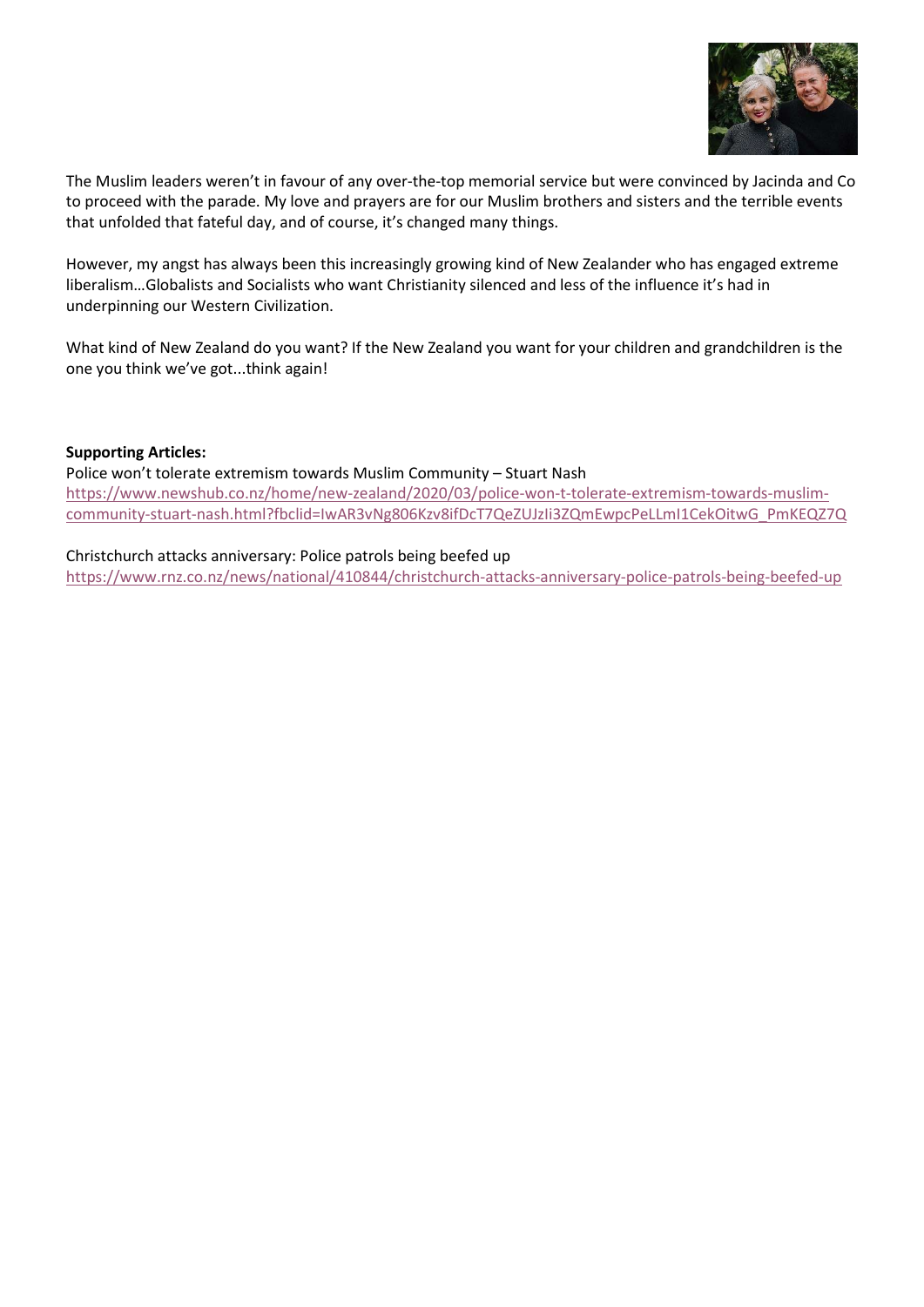The Muslim leaders weren't in favour of any over-the-top memorial service but were convinced by Jacinda and Co to proceed with the parade. My love and prayers are for our Muslim brothers and sisters and the terrible events that unfolded that fateful day, and of course, it's changed many things.

However, my angst has always been this increasingly growing kind of New Zealander who has engaged extreme liberalism…Globalists and Socialists who want Christianity silenced and less of the influence it's had in underpinning our Western Civilization.

What kind of New Zealand do you want? If the New Zealand you want for your children and grandchildren is the one you think we've got...think again!

**Supporting Articles:**

Police won't tolerate extremism towards Muslim Community – Stuart Nash
https://www.newshub.co.nz/home/new-zealand/2020/03/police-won-t-tolerate-extremism-towards-muslim-community-stuart-nash.html?fbclid=IwAR3vNg806Kzv8ifDcT7QeZUJzIi3ZQmEwpcPeLLmI1CekOitwG_PmKEQZ7Q

Christchurch attacks anniversary: Police patrols being beefed up
https://www.rnz.co.nz/news/national/410844/christchurch-attacks-anniversary-police-patrols-being-beefed-up